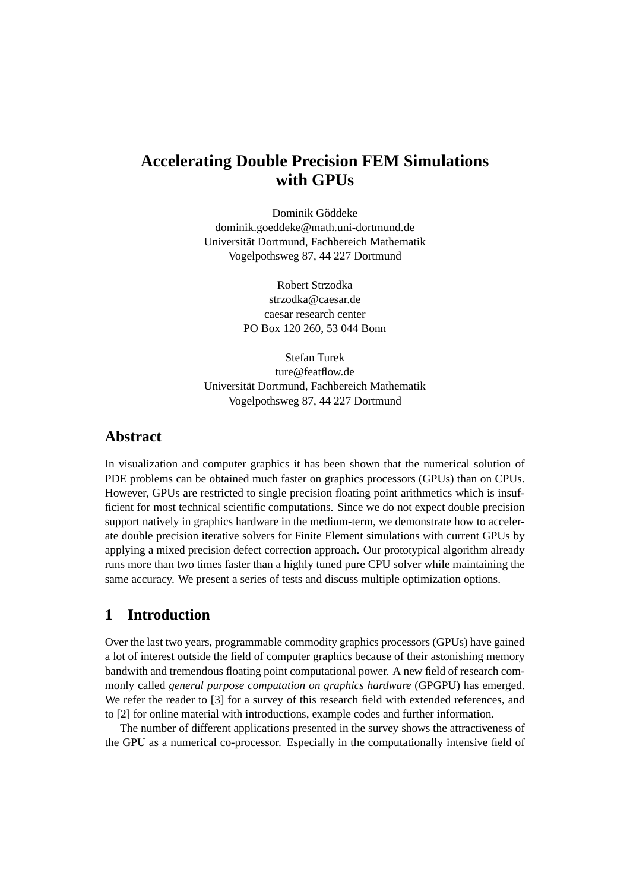# Accelerating Double Precision FEM Simulations with GPUs

Dominik Göddeke
dominik.goeddeke@math.uni-dortmund.de
Universität Dortmund, Fachbereich Mathematik
Vogelpothsweg 87, 44 227 Dortmund

Robert Strzodka
strzodka@caesar.de
caesar research center
PO Box 120 260, 53 044 Bonn

Stefan Turek
ture@featflow.de
Universität Dortmund, Fachbereich Mathematik
Vogelpothsweg 87, 44 227 Dortmund

## Abstract

In visualization and computer graphics it has been shown that the numerical solution of PDE problems can be obtained much faster on graphics processors (GPUs) than on CPUs. However, GPUs are restricted to single precision floating point arithmetics which is insufficient for most technical scientific computations. Since we do not expect double precision support natively in graphics hardware in the medium-term, we demonstrate how to accelerate double precision iterative solvers for Finite Element simulations with current GPUs by applying a mixed precision defect correction approach. Our prototypical algorithm already runs more than two times faster than a highly tuned pure CPU solver while maintaining the same accuracy. We present a series of tests and discuss multiple optimization options.

## 1 Introduction

Over the last two years, programmable commodity graphics processors (GPUs) have gained a lot of interest outside the field of computer graphics because of their astonishing memory bandwith and tremendous floating point computational power. A new field of research commonly called *general purpose computation on graphics hardware* (GPGPU) has emerged. We refer the reader to [3] for a survey of this research field with extended references, and to [2] for online material with introductions, example codes and further information.

The number of different applications presented in the survey shows the attractiveness of the GPU as a numerical co-processor. Especially in the computationally intensive field of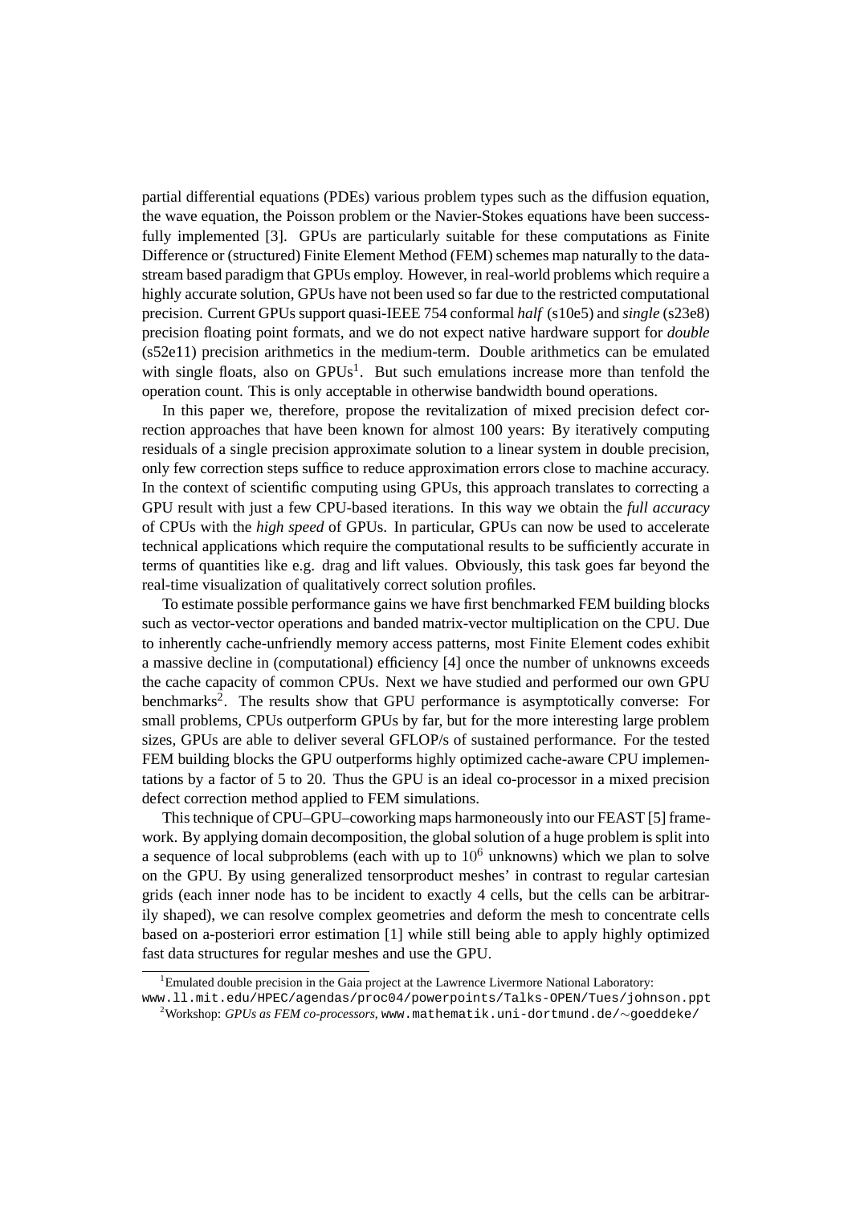partial differential equations (PDEs) various problem types such as the diffusion equation, the wave equation, the Poisson problem or the Navier-Stokes equations have been successfully implemented [3]. GPUs are particularly suitable for these computations as Finite Difference or (structured) Finite Element Method (FEM) schemes map naturally to the data-stream based paradigm that GPUs employ. However, in real-world problems which require a highly accurate solution, GPUs have not been used so far due to the restricted computational precision. Current GPUs support quasi-IEEE 754 conformal *half* (s10e5) and *single* (s23e8) precision floating point formats, and we do not expect native hardware support for *double* (s52e11) precision arithmetics in the medium-term. Double arithmetics can be emulated with single floats, also on GPUs[1]. But such emulations increase more than tenfold the operation count. This is only acceptable in otherwise bandwidth bound operations.

In this paper we, therefore, propose the revitalization of mixed precision defect correction approaches that have been known for almost 100 years: By iteratively computing residuals of a single precision approximate solution to a linear system in double precision, only few correction steps suffice to reduce approximation errors close to machine accuracy. In the context of scientific computing using GPUs, this approach translates to correcting a GPU result with just a few CPU-based iterations. In this way we obtain the *full accuracy* of CPUs with the *high speed* of GPUs. In particular, GPUs can now be used to accelerate technical applications which require the computational results to be sufficiently accurate in terms of quantities like e.g. drag and lift values. Obviously, this task goes far beyond the real-time visualization of qualitatively correct solution profiles.

To estimate possible performance gains we have first benchmarked FEM building blocks such as vector-vector operations and banded matrix-vector multiplication on the CPU. Due to inherently cache-unfriendly memory access patterns, most Finite Element codes exhibit a massive decline in (computational) efficiency [4] once the number of unknowns exceeds the cache capacity of common CPUs. Next we have studied and performed our own GPU benchmarks[2]. The results show that GPU performance is asymptotically converse: For small problems, CPUs outperform GPUs by far, but for the more interesting large problem sizes, GPUs are able to deliver several GFLOP/s of sustained performance. For the tested FEM building blocks the GPU outperforms highly optimized cache-aware CPU implementations by a factor of 5 to 20. Thus the GPU is an ideal co-processor in a mixed precision defect correction method applied to FEM simulations.

This technique of CPU–GPU–coworking maps harmoniously into our FEAST [5] framework. By applying domain decomposition, the global solution of a huge problem is split into a sequence of local subproblems (each with up to $10^6$ unknowns) which we plan to solve on the GPU. By using generalized tensorproduct meshes' in contrast to regular cartesian grids (each inner node has to be incident to exactly 4 cells, but the cells can be arbitrarily shaped), we can resolve complex geometries and deform the mesh to concentrate cells based on a-posteriori error estimation [1] while still being able to apply highly optimized fast data structures for regular meshes and use the GPU.

[1] Emulated double precision in the Gaia project at the Lawrence Livermore National Laboratory: www.ll.mit.edu/HPEC/agendas/proc04/powerpoints/Talks-OPEN/Tues/johnson.ppt

[2] Workshop: *GPUs as FEM co-processors*, www.mathematik.uni-dortmund.de/~goeddeke/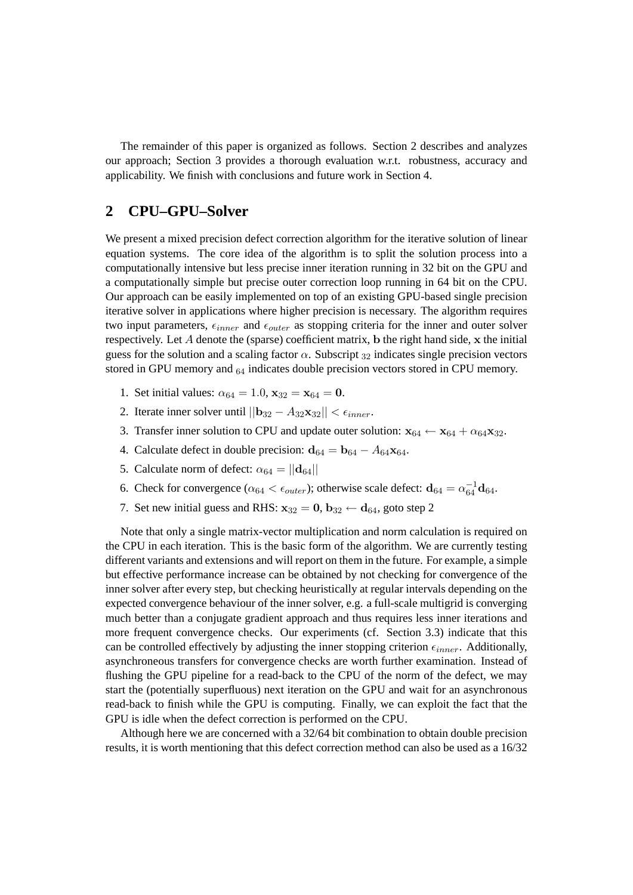The remainder of this paper is organized as follows. Section 2 describes and analyzes our approach; Section 3 provides a thorough evaluation w.r.t. robustness, accuracy and applicability. We finish with conclusions and future work in Section 4.

## 2 CPU–GPU–Solver

We present a mixed precision defect correction algorithm for the iterative solution of linear equation systems. The core idea of the algorithm is to split the solution process into a computationally intensive but less precise inner iteration running in 32 bit on the GPU and a computationally simple but precise outer correction loop running in 64 bit on the CPU. Our approach can be easily implemented on top of an existing GPU-based single precision iterative solver in applications where higher precision is necessary. The algorithm requires two input parameters, $\epsilon_{inner}$ and $\epsilon_{outer}$ as stopping criteria for the inner and outer solver respectively. Let $A$ denote the (sparse) coefficient matrix, $\mathbf{b}$ the right hand side, $\mathbf{x}$ the initial guess for the solution and a scaling factor $\alpha$. Subscript $_{32}$ indicates single precision vectors stored in GPU memory and $_{64}$ indicates double precision vectors stored in CPU memory.

1. Set initial values: $\alpha_{64} = 1.0$, $\mathbf{x}_{32} = \mathbf{x}_{64} = \mathbf{0}$.
2. Iterate inner solver until $||\mathbf{b}_{32} - A_{32}\mathbf{x}_{32}|| < \epsilon_{inner}$.
3. Transfer inner solution to CPU and update outer solution: $\mathbf{x}_{64} \leftarrow \mathbf{x}_{64} + \alpha_{64}\mathbf{x}_{32}$.
4. Calculate defect in double precision: $\mathbf{d}_{64} = \mathbf{b}_{64} - A_{64}\mathbf{x}_{64}$.
5. Calculate norm of defect: $\alpha_{64} = ||\mathbf{d}_{64}||$
6. Check for convergence ($\alpha_{64} < \epsilon_{outer}$); otherwise scale defect: $\mathbf{d}_{64} = \alpha_{64}^{-1}\mathbf{d}_{64}$.
7. Set new initial guess and RHS: $\mathbf{x}_{32} = \mathbf{0}$, $\mathbf{b}_{32} \leftarrow \mathbf{d}_{64}$, goto step 2

Note that only a single matrix-vector multiplication and norm calculation is required on the CPU in each iteration. This is the basic form of the algorithm. We are currently testing different variants and extensions and will report on them in the future. For example, a simple but effective performance increase can be obtained by not checking for convergence of the inner solver after every step, but checking heuristically at regular intervals depending on the expected convergence behaviour of the inner solver, e.g. a full-scale multigrid is converging much better than a conjugate gradient approach and thus requires less inner iterations and more frequent convergence checks. Our experiments (cf. Section 3.3) indicate that this can be controlled effectively by adjusting the inner stopping criterion $\epsilon_{inner}$. Additionally, asynchroneous transfers for convergence checks are worth further examination. Instead of flushing the GPU pipeline for a read-back to the CPU of the norm of the defect, we may start the (potentially superfluous) next iteration on the GPU and wait for an asynchronous read-back to finish while the GPU is computing. Finally, we can exploit the fact that the GPU is idle when the defect correction is performed on the CPU.

Although here we are concerned with a 32/64 bit combination to obtain double precision results, it is worth mentioning that this defect correction method can also be used as a 16/32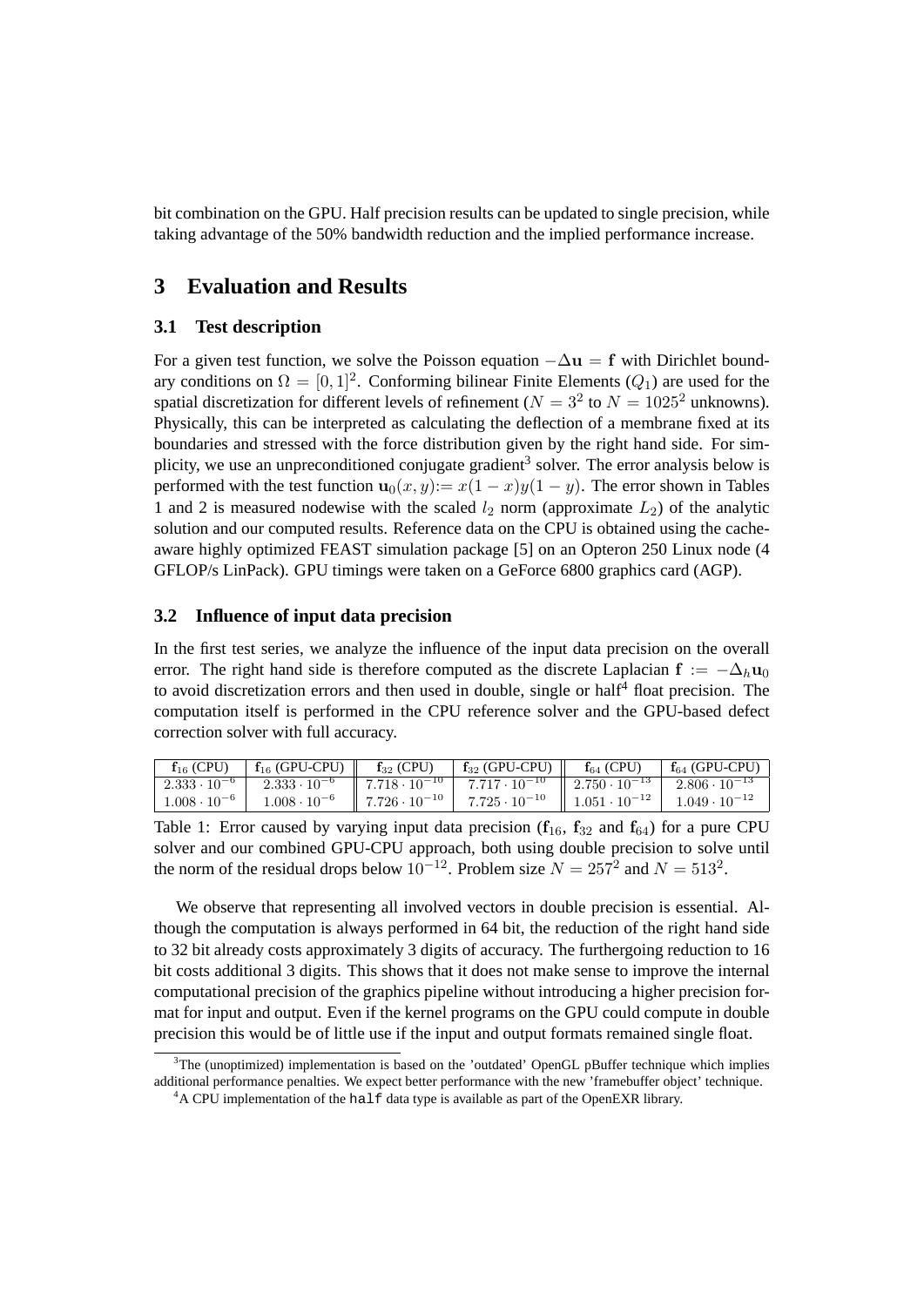bit combination on the GPU. Half precision results can be updated to single precision, while taking advantage of the 50% bandwidth reduction and the implied performance increase.

# 3 Evaluation and Results

## 3.1 Test description

For a given test function, we solve the Poisson equation $-\Delta \mathbf{u} = \mathbf{f}$ with Dirichlet boundary conditions on $\Omega = [0,1]^2$. Conforming bilinear Finite Elements ($Q_1$) are used for the spatial discretization for different levels of refinement ($N = 3^2$ to $N = 1025^2$ unknowns). Physically, this can be interpreted as calculating the deflection of a membrane fixed at its boundaries and stressed with the force distribution given by the right hand side. For simplicity, we use an unpreconditioned conjugate gradient[3] solver. The error analysis below is performed with the test function $\mathbf{u}_0(x,y) := x(1-x)y(1-y)$. The error shown in Tables 1 and 2 is measured nodewise with the scaled $l_2$ norm (approximate $L_2$) of the analytic solution and our computed results. Reference data on the CPU is obtained using the cache-aware highly optimized FEAST simulation package [5] on an Opteron 250 Linux node (4 GFLOP/s LinPack). GPU timings were taken on a GeForce 6800 graphics card (AGP).

## 3.2 Influence of input data precision

In the first test series, we analyze the influence of the input data precision on the overall error. The right hand side is therefore computed as the discrete Laplacian $\mathbf{f} := -\Delta_h \mathbf{u}_0$ to avoid discretization errors and then used in double, single or half[4] float precision. The computation itself is performed in the CPU reference solver and the GPU-based defect correction solver with full accuracy.

| $\mathbf{f}_{16}$ (CPU) | $\mathbf{f}_{16}$ (GPU-CPU) | $\mathbf{f}_{32}$ (CPU) | $\mathbf{f}_{32}$ (GPU-CPU) | $\mathbf{f}_{64}$ (CPU) | $\mathbf{f}_{64}$ (GPU-CPU) |
|---|---|---|---|---|---|
| $2.333 \cdot 10^{-6}$ | $2.333 \cdot 10^{-6}$ | $7.718 \cdot 10^{-10}$ | $7.717 \cdot 10^{-10}$ | $2.750 \cdot 10^{-13}$ | $2.806 \cdot 10^{-13}$ |
| $1.008 \cdot 10^{-6}$ | $1.008 \cdot 10^{-6}$ | $7.726 \cdot 10^{-10}$ | $7.725 \cdot 10^{-10}$ | $1.051 \cdot 10^{-12}$ | $1.049 \cdot 10^{-12}$ |

Table 1: Error caused by varying input data precision ($\mathbf{f}_{16}$, $\mathbf{f}_{32}$ and $\mathbf{f}_{64}$) for a pure CPU solver and our combined GPU-CPU approach, both using double precision to solve until the norm of the residual drops below $10^{-12}$. Problem size $N = 257^2$ and $N = 513^2$.

We observe that representing all involved vectors in double precision is essential. Although the computation is always performed in 64 bit, the reduction of the right hand side to 32 bit already costs approximately 3 digits of accuracy. The furthergoing reduction to 16 bit costs additional 3 digits. This shows that it does not make sense to improve the internal computational precision of the graphics pipeline without introducing a higher precision format for input and output. Even if the kernel programs on the GPU could compute in double precision this would be of little use if the input and output formats remained single float.

[3] The (unoptimized) implementation is based on the 'outdated' OpenGL pBuffer technique which implies additional performance penalties. We expect better performance with the new 'framebuffer object' technique.

[4] A CPU implementation of the `half` data type is available as part of the OpenEXR library.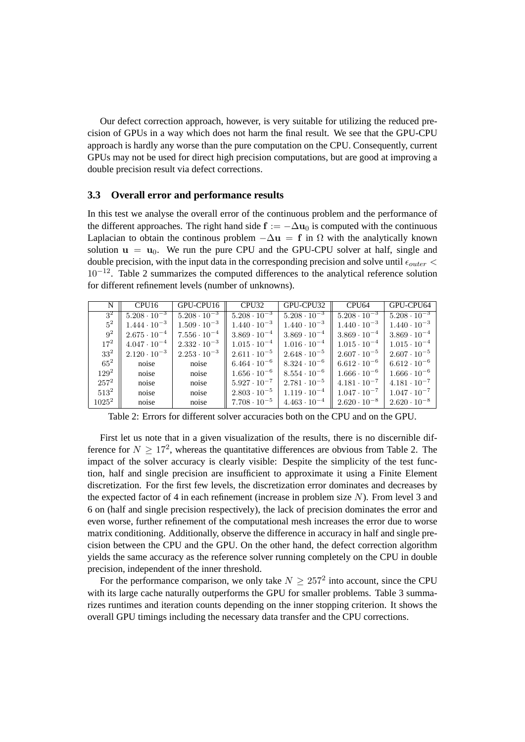Our defect correction approach, however, is very suitable for utilizing the reduced precision of GPUs in a way which does not harm the final result. We see that the GPU-CPU approach is hardly any worse than the pure computation on the CPU. Consequently, current GPUs may not be used for direct high precision computations, but are good at improving a double precision result via defect corrections.

### 3.3 Overall error and performance results

In this test we analyse the overall error of the continuous problem and the performance of the different approaches. The right hand side $\mathbf{f} := -\Delta\mathbf{u}_0$ is computed with the continuous Laplacian to obtain the continous problem $-\Delta\mathbf{u} = \mathbf{f}$ in $\Omega$ with the analytically known solution $\mathbf{u} = \mathbf{u}_0$. We run the pure CPU and the GPU-CPU solver at half, single and double precision, with the input data in the corresponding precision and solve until $\epsilon_{outer} < 10^{-12}$. Table 2 summarizes the computed differences to the analytical reference solution for different refinement levels (number of unknowns).

| N | CPU16 | GPU-CPU16 | CPU32 | GPU-CPU32 | CPU64 | GPU-CPU64 |
|---|---|---|---|---|---|---|
| $3^2$ | $5.208 \cdot 10^{-3}$ | $5.208 \cdot 10^{-3}$ | $5.208 \cdot 10^{-3}$ | $5.208 \cdot 10^{-3}$ | $5.208 \cdot 10^{-3}$ | $5.208 \cdot 10^{-3}$ |
| $5^2$ | $1.444 \cdot 10^{-3}$ | $1.509 \cdot 10^{-3}$ | $1.440 \cdot 10^{-3}$ | $1.440 \cdot 10^{-3}$ | $1.440 \cdot 10^{-3}$ | $1.440 \cdot 10^{-3}$ |
| $9^2$ | $2.675 \cdot 10^{-4}$ | $7.556 \cdot 10^{-4}$ | $3.869 \cdot 10^{-4}$ | $3.869 \cdot 10^{-4}$ | $3.869 \cdot 10^{-4}$ | $3.869 \cdot 10^{-4}$ |
| $17^2$ | $4.047 \cdot 10^{-4}$ | $2.332 \cdot 10^{-3}$ | $1.015 \cdot 10^{-4}$ | $1.016 \cdot 10^{-4}$ | $1.015 \cdot 10^{-4}$ | $1.015 \cdot 10^{-4}$ |
| $33^2$ | $2.120 \cdot 10^{-3}$ | $2.253 \cdot 10^{-3}$ | $2.611 \cdot 10^{-5}$ | $2.648 \cdot 10^{-5}$ | $2.607 \cdot 10^{-5}$ | $2.607 \cdot 10^{-5}$ |
| $65^2$ | noise | noise | $6.464 \cdot 10^{-6}$ | $8.324 \cdot 10^{-6}$ | $6.612 \cdot 10^{-6}$ | $6.612 \cdot 10^{-6}$ |
| $129^2$ | noise | noise | $1.656 \cdot 10^{-6}$ | $8.554 \cdot 10^{-6}$ | $1.666 \cdot 10^{-6}$ | $1.666 \cdot 10^{-6}$ |
| $257^2$ | noise | noise | $5.927 \cdot 10^{-7}$ | $2.781 \cdot 10^{-5}$ | $4.181 \cdot 10^{-7}$ | $4.181 \cdot 10^{-7}$ |
| $513^2$ | noise | noise | $2.803 \cdot 10^{-5}$ | $1.119 \cdot 10^{-4}$ | $1.047 \cdot 10^{-7}$ | $1.047 \cdot 10^{-7}$ |
| $1025^2$ | noise | noise | $7.708 \cdot 10^{-5}$ | $4.463 \cdot 10^{-4}$ | $2.620 \cdot 10^{-8}$ | $2.620 \cdot 10^{-8}$ |

Table 2: Errors for different solver accuracies both on the CPU and on the GPU.

First let us note that in a given visualization of the results, there is no discernible difference for $N \geq 17^2$, whereas the quantitative differences are obvious from Table 2. The impact of the solver accuracy is clearly visible: Despite the simplicity of the test function, half and single precision are insufficient to approximate it using a Finite Element discretization. For the first few levels, the discretization error dominates and decreases by the expected factor of 4 in each refinement (increase in problem size $N$). From level 3 and 6 on (half and single precision respectively), the lack of precision dominates the error and even worse, further refinement of the computational mesh increases the error due to worse matrix conditioning. Additionally, observe the difference in accuracy in half and single precision between the CPU and the GPU. On the other hand, the defect correction algorithm yields the same accuracy as the reference solver running completely on the CPU in double precision, independent of the inner threshold.

For the performance comparison, we only take $N \geq 257^2$ into account, since the CPU with its large cache naturally outperforms the GPU for smaller problems. Table 3 summarizes runtimes and iteration counts depending on the inner stopping criterion. It shows the overall GPU timings including the necessary data transfer and the CPU corrections.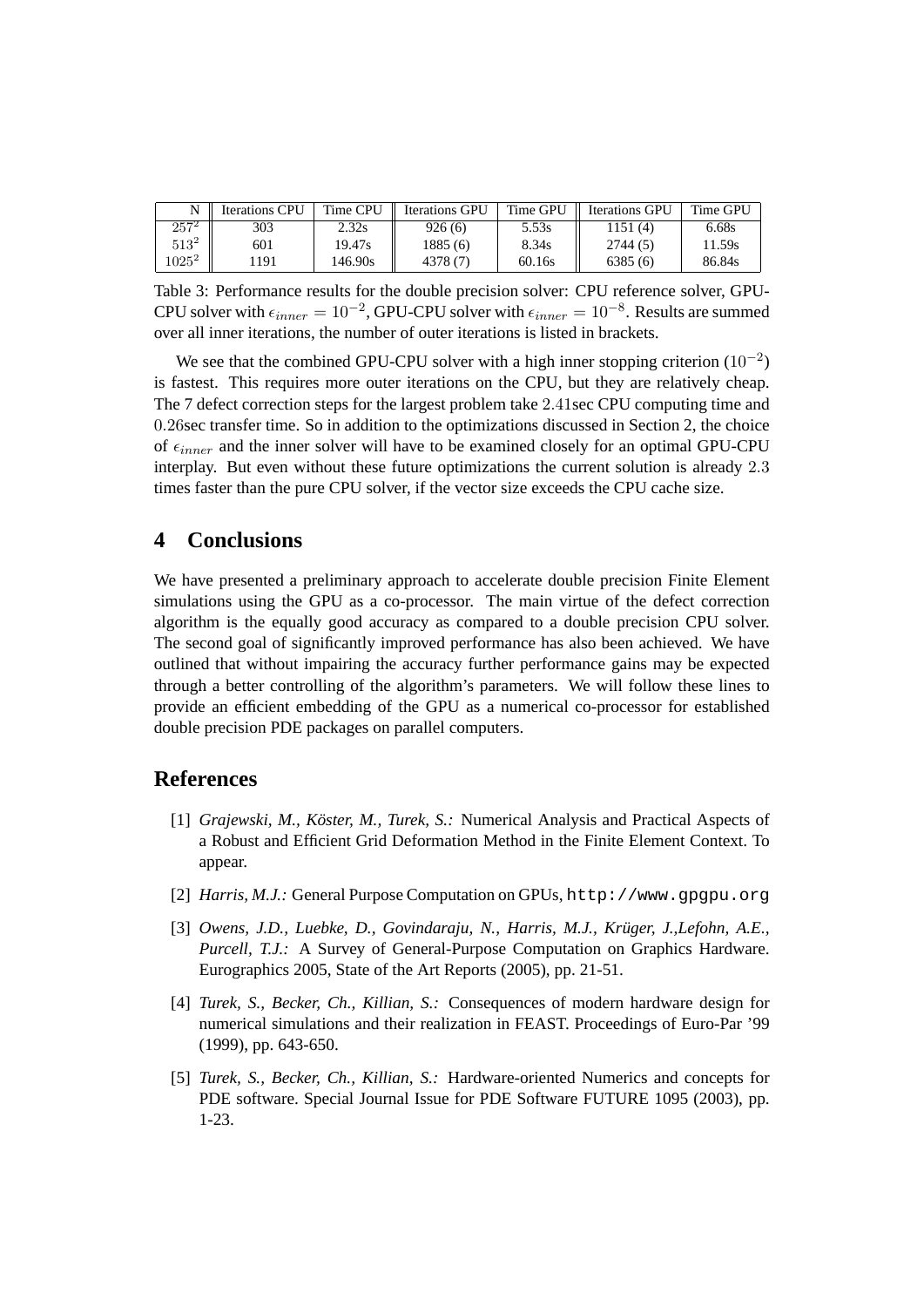| N | Iterations CPU | Time CPU | Iterations GPU | Time GPU | Iterations GPU | Time GPU |
|---|---|---|---|---|---|---|
| $257^2$ | 303 | 2.32s | 926 (6) | 5.53s | 1151 (4) | 6.68s |
| $513^2$ | 601 | 19.47s | 1885 (6) | 8.34s | 2744 (5) | 11.59s |
| $1025^2$ | 1191 | 146.90s | 4378 (7) | 60.16s | 6385 (6) | 86.84s |

Table 3: Performance results for the double precision solver: CPU reference solver, GPU-CPU solver with $\epsilon_{inner} = 10^{-2}$, GPU-CPU solver with $\epsilon_{inner} = 10^{-8}$. Results are summed over all inner iterations, the number of outer iterations is listed in brackets.

We see that the combined GPU-CPU solver with a high inner stopping criterion ($10^{-2}$) is fastest. This requires more outer iterations on the CPU, but they are relatively cheap. The 7 defect correction steps for the largest problem take $2.41$sec CPU computing time and $0.26$sec transfer time. So in addition to the optimizations discussed in Section 2, the choice of $\epsilon_{inner}$ and the inner solver will have to be examined closely for an optimal GPU-CPU interplay. But even without these future optimizations the current solution is already $2.3$ times faster than the pure CPU solver, if the vector size exceeds the CPU cache size.

## 4 Conclusions

We have presented a preliminary approach to accelerate double precision Finite Element simulations using the GPU as a co-processor. The main virtue of the defect correction algorithm is the equally good accuracy as compared to a double precision CPU solver. The second goal of significantly improved performance has also been achieved. We have outlined that without impairing the accuracy further performance gains may be expected through a better controlling of the algorithm's parameters. We will follow these lines to provide an efficient embedding of the GPU as a numerical co-processor for established double precision PDE packages on parallel computers.

## References

[1] *Grajewski, M., Köster, M., Turek, S.:* Numerical Analysis and Practical Aspects of a Robust and Efficient Grid Deformation Method in the Finite Element Context. To appear.

[2] *Harris, M.J.:* General Purpose Computation on GPUs, `http://www.gpgpu.org`

[3] *Owens, J.D., Luebke, D., Govindaraju, N., Harris, M.J., Krüger, J.,Lefohn, A.E., Purcell, T.J.:* A Survey of General-Purpose Computation on Graphics Hardware. Eurographics 2005, State of the Art Reports (2005), pp. 21-51.

[4] *Turek, S., Becker, Ch., Killian, S.:* Consequences of modern hardware design for numerical simulations and their realization in FEAST. Proceedings of Euro-Par '99 (1999), pp. 643-650.

[5] *Turek, S., Becker, Ch., Killian, S.:* Hardware-oriented Numerics and concepts for PDE software. Special Journal Issue for PDE Software FUTURE 1095 (2003), pp. 1-23.